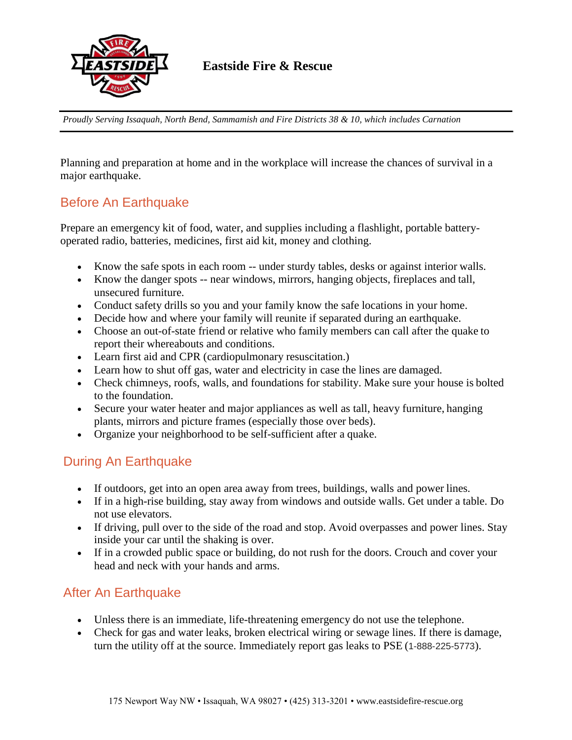**Eastside Fire & Rescue**

*Proudly Serving Issaquah, North Bend, Sammamish and Fire Districts 38 & 10, which includes Carnation*

Planning and preparation at home and in the workplace will increase the chances of survival in a major earthquake.

## Before An Earthquake

Prepare an emergency kit of food, water, and supplies including a flashlight, portable battery-operated radio, batteries, medicines, first aid kit, money and clothing.

- Know the safe spots in each room -- under sturdy tables, desks or against interior walls.
- Know the danger spots -- near windows, mirrors, hanging objects, fireplaces and tall, unsecured furniture.
- Conduct safety drills so you and your family know the safe locations in your home.
- Decide how and where your family will reunite if separated during an earthquake.
- Choose an out-of-state friend or relative who family members can call after the quake to report their whereabouts and conditions.
- Learn first aid and CPR (cardiopulmonary resuscitation.)
- Learn how to shut off gas, water and electricity in case the lines are damaged.
- Check chimneys, roofs, walls, and foundations for stability. Make sure your house is bolted to the foundation.
- Secure your water heater and major appliances as well as tall, heavy furniture, hanging plants, mirrors and picture frames (especially those over beds).
- Organize your neighborhood to be self-sufficient after a quake.

## During An Earthquake

- If outdoors, get into an open area away from trees, buildings, walls and power lines.
- If in a high-rise building, stay away from windows and outside walls. Get under a table. Do not use elevators.
- If driving, pull over to the side of the road and stop. Avoid overpasses and power lines. Stay inside your car until the shaking is over.
- If in a crowded public space or building, do not rush for the doors. Crouch and cover your head and neck with your hands and arms.

## After An Earthquake

- Unless there is an immediate, life-threatening emergency do not use the telephone.
- Check for gas and water leaks, broken electrical wiring or sewage lines. If there is damage, turn the utility off at the source. Immediately report gas leaks to PSE (1-888-225-5773).

175 Newport Way NW • Issaquah, WA 98027 • (425) 313-3201 • www.eastsidefire-rescue.org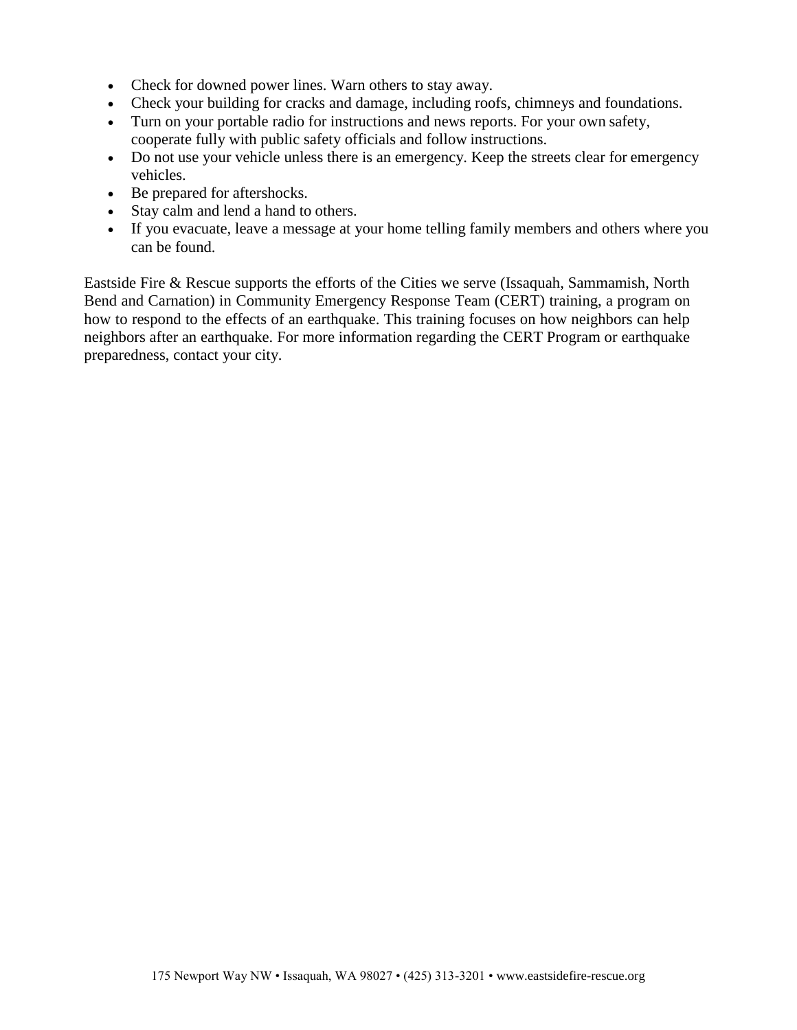- Check for downed power lines. Warn others to stay away.
- Check your building for cracks and damage, including roofs, chimneys and foundations.
- Turn on your portable radio for instructions and news reports. For your own safety, cooperate fully with public safety officials and follow instructions.
- Do not use your vehicle unless there is an emergency. Keep the streets clear for emergency vehicles.
- Be prepared for aftershocks.
- Stay calm and lend a hand to others.
- If you evacuate, leave a message at your home telling family members and others where you can be found.

Eastside Fire & Rescue supports the efforts of the Cities we serve (Issaquah, Sammamish, North Bend and Carnation) in Community Emergency Response Team (CERT) training, a program on how to respond to the effects of an earthquake. This training focuses on how neighbors can help neighbors after an earthquake. For more information regarding the CERT Program or earthquake preparedness, contact your city.